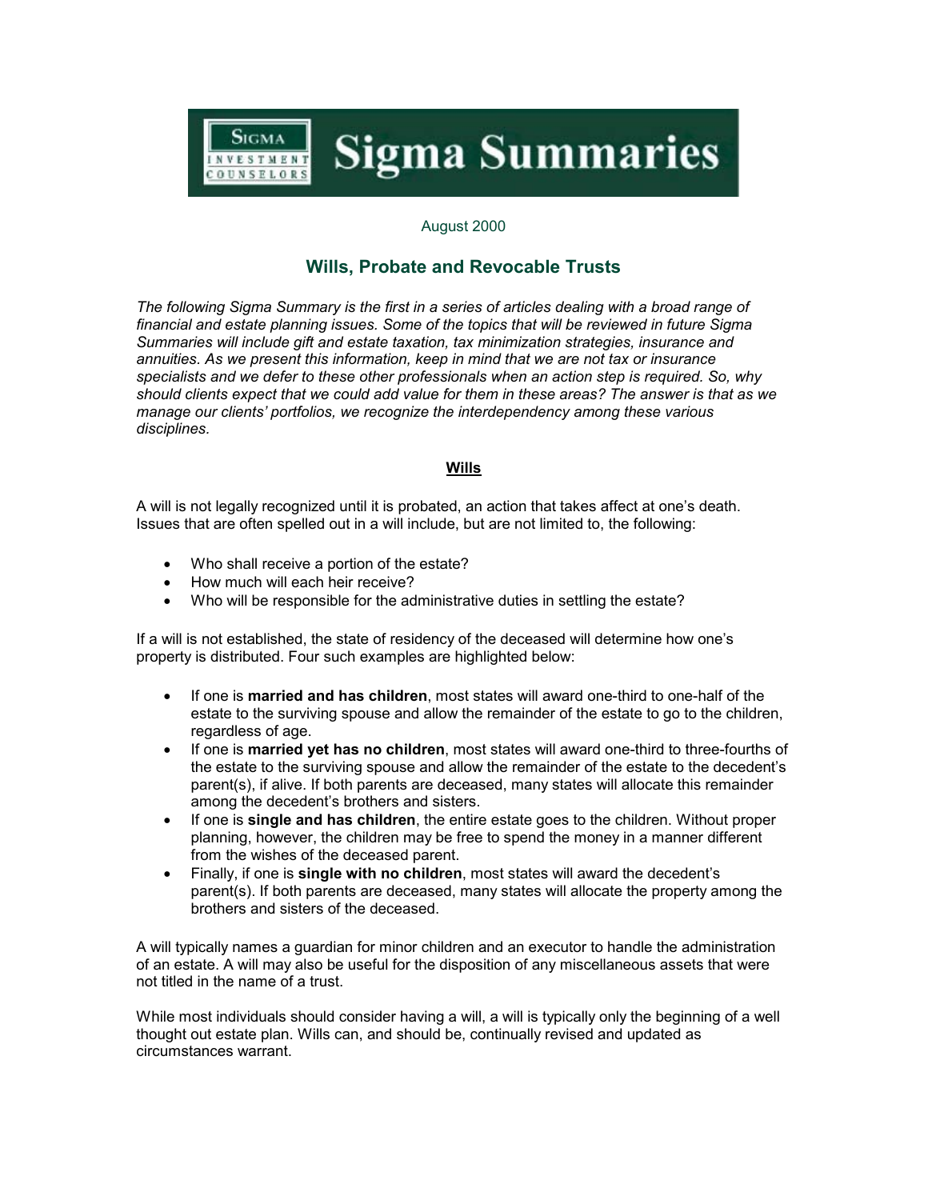# Sigma Summaries

August 2000

## Wills, Probate and Revocable Trusts

*The following Sigma Summary is the first in a series of articles dealing with a broad range of financial and estate planning issues. Some of the topics that will be reviewed in future Sigma Summaries will include gift and estate taxation, tax minimization strategies, insurance and annuities. As we present this information, keep in mind that we are not tax or insurance specialists and we defer to these other professionals when an action step is required. So, why should clients expect that we could add value for them in these areas? The answer is that as we manage our clients' portfolios, we recognize the interdependency among these various disciplines.*

### Wills

A will is not legally recognized until it is probated, an action that takes affect at one's death. Issues that are often spelled out in a will include, but are not limited to, the following:

- Who shall receive a portion of the estate?
- How much will each heir receive?
- Who will be responsible for the administrative duties in settling the estate?

If a will is not established, the state of residency of the deceased will determine how one's property is distributed. Four such examples are highlighted below:

- If one is **married and has children**, most states will award one-third to one-half of the estate to the surviving spouse and allow the remainder of the estate to go to the children, regardless of age.
- If one is **married yet has no children**, most states will award one-third to three-fourths of the estate to the surviving spouse and allow the remainder of the estate to the decedent's parent(s), if alive. If both parents are deceased, many states will allocate this remainder among the decedent's brothers and sisters.
- If one is **single and has children**, the entire estate goes to the children. Without proper planning, however, the children may be free to spend the money in a manner different from the wishes of the deceased parent.
- Finally, if one is **single with no children**, most states will award the decedent's parent(s). If both parents are deceased, many states will allocate the property among the brothers and sisters of the deceased.

A will typically names a guardian for minor children and an executor to handle the administration of an estate. A will may also be useful for the disposition of any miscellaneous assets that were not titled in the name of a trust.

While most individuals should consider having a will, a will is typically only the beginning of a well thought out estate plan. Wills can, and should be, continually revised and updated as circumstances warrant.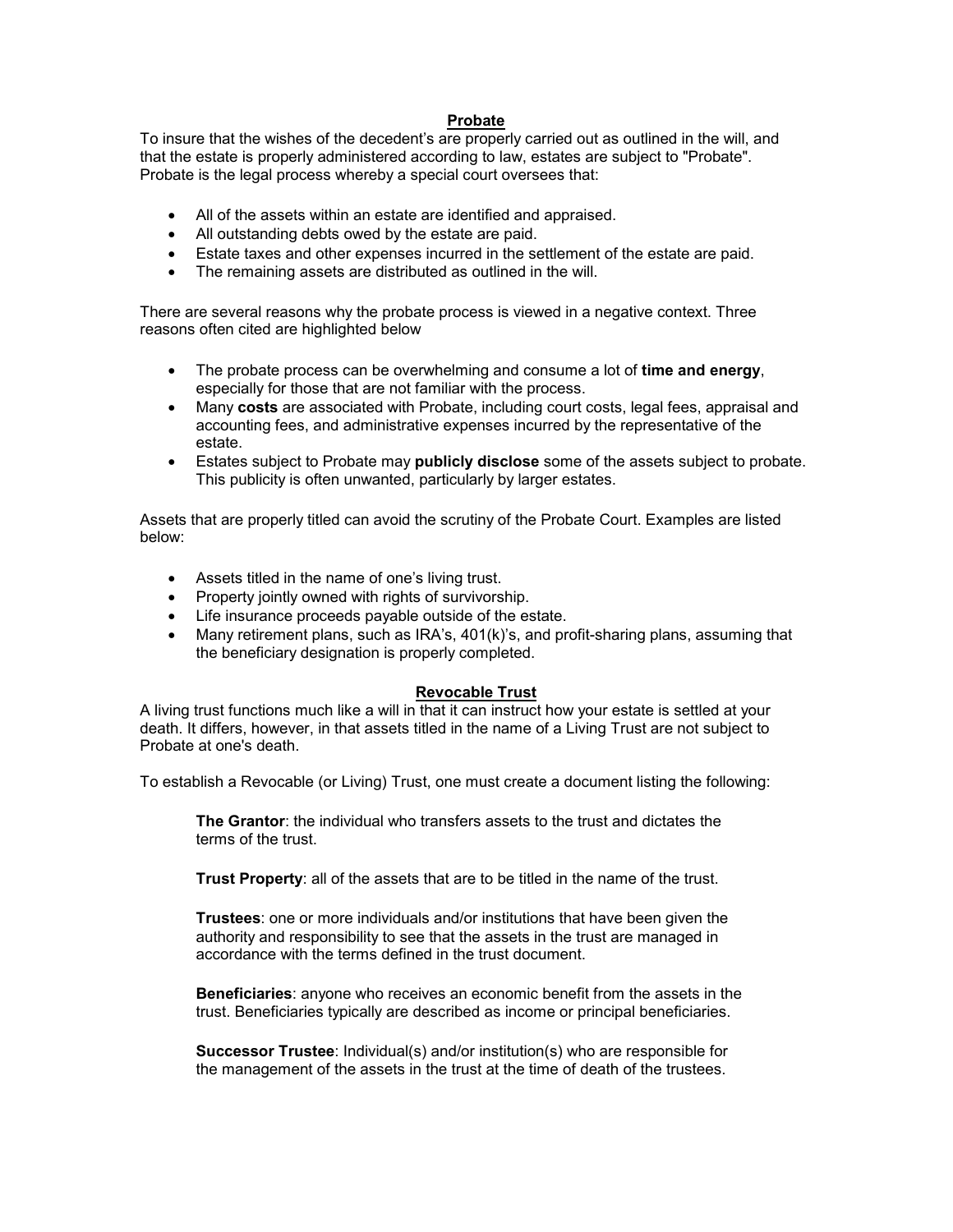## Probate

To insure that the wishes of the decedent's are properly carried out as outlined in the will, and that the estate is properly administered according to law, estates are subject to "Probate". Probate is the legal process whereby a special court oversees that:

- All of the assets within an estate are identified and appraised.
- All outstanding debts owed by the estate are paid.
- Estate taxes and other expenses incurred in the settlement of the estate are paid.
- The remaining assets are distributed as outlined in the will.

There are several reasons why the probate process is viewed in a negative context. Three reasons often cited are highlighted below

- The probate process can be overwhelming and consume a lot of **time and energy**, especially for those that are not familiar with the process.
- Many **costs** are associated with Probate, including court costs, legal fees, appraisal and accounting fees, and administrative expenses incurred by the representative of the estate.
- Estates subject to Probate may **publicly disclose** some of the assets subject to probate. This publicity is often unwanted, particularly by larger estates.

Assets that are properly titled can avoid the scrutiny of the Probate Court. Examples are listed below:

- Assets titled in the name of one's living trust.
- Property jointly owned with rights of survivorship.
- Life insurance proceeds payable outside of the estate.
- Many retirement plans, such as IRA's, 401(k)'s, and profit-sharing plans, assuming that the beneficiary designation is properly completed.

## Revocable Trust

A living trust functions much like a will in that it can instruct how your estate is settled at your death. It differs, however, in that assets titled in the name of a Living Trust are not subject to Probate at one's death.

To establish a Revocable (or Living) Trust, one must create a document listing the following:

> **The Grantor**: the individual who transfers assets to the trust and dictates the terms of the trust.
>
> **Trust Property**: all of the assets that are to be titled in the name of the trust.
>
> **Trustees**: one or more individuals and/or institutions that have been given the authority and responsibility to see that the assets in the trust are managed in accordance with the terms defined in the trust document.
>
> **Beneficiaries**: anyone who receives an economic benefit from the assets in the trust. Beneficiaries typically are described as income or principal beneficiaries.
>
> **Successor Trustee**: Individual(s) and/or institution(s) who are responsible for the management of the assets in the trust at the time of death of the trustees.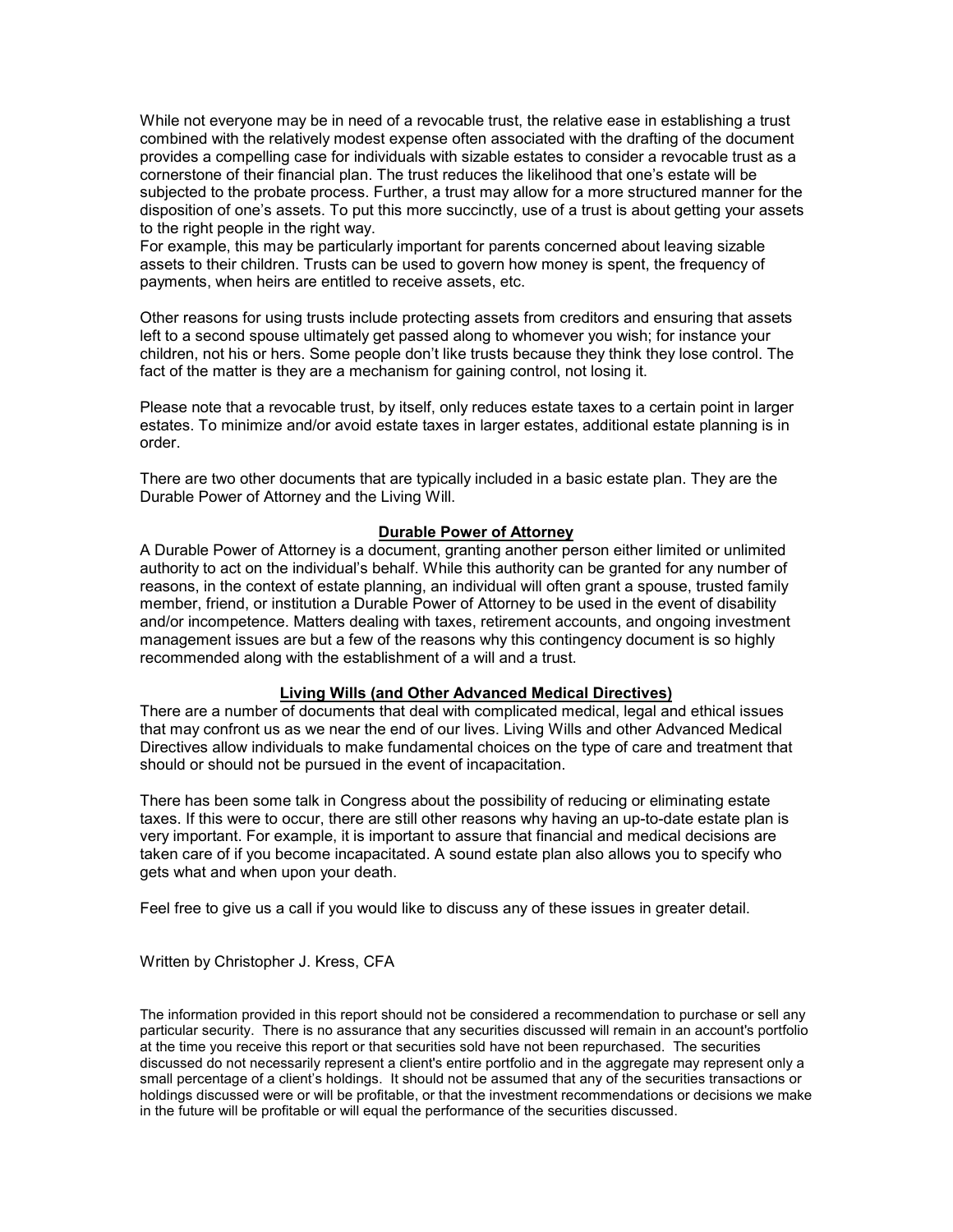While not everyone may be in need of a revocable trust, the relative ease in establishing a trust combined with the relatively modest expense often associated with the drafting of the document provides a compelling case for individuals with sizable estates to consider a revocable trust as a cornerstone of their financial plan. The trust reduces the likelihood that one's estate will be subjected to the probate process. Further, a trust may allow for a more structured manner for the disposition of one's assets. To put this more succinctly, use of a trust is about getting your assets to the right people in the right way.

For example, this may be particularly important for parents concerned about leaving sizable assets to their children. Trusts can be used to govern how money is spent, the frequency of payments, when heirs are entitled to receive assets, etc.

Other reasons for using trusts include protecting assets from creditors and ensuring that assets left to a second spouse ultimately get passed along to whomever you wish; for instance your children, not his or hers. Some people don't like trusts because they think they lose control. The fact of the matter is they are a mechanism for gaining control, not losing it.

Please note that a revocable trust, by itself, only reduces estate taxes to a certain point in larger estates. To minimize and/or avoid estate taxes in larger estates, additional estate planning is in order.

There are two other documents that are typically included in a basic estate plan. They are the Durable Power of Attorney and the Living Will.

## Durable Power of Attorney

A Durable Power of Attorney is a document, granting another person either limited or unlimited authority to act on the individual's behalf. While this authority can be granted for any number of reasons, in the context of estate planning, an individual will often grant a spouse, trusted family member, friend, or institution a Durable Power of Attorney to be used in the event of disability and/or incompetence. Matters dealing with taxes, retirement accounts, and ongoing investment management issues are but a few of the reasons why this contingency document is so highly recommended along with the establishment of a will and a trust.

## Living Wills (and Other Advanced Medical Directives)

There are a number of documents that deal with complicated medical, legal and ethical issues that may confront us as we near the end of our lives. Living Wills and other Advanced Medical Directives allow individuals to make fundamental choices on the type of care and treatment that should or should not be pursued in the event of incapacitation.

There has been some talk in Congress about the possibility of reducing or eliminating estate taxes. If this were to occur, there are still other reasons why having an up-to-date estate plan is very important. For example, it is important to assure that financial and medical decisions are taken care of if you become incapacitated. A sound estate plan also allows you to specify who gets what and when upon your death.

Feel free to give us a call if you would like to discuss any of these issues in greater detail.

Written by Christopher J. Kress, CFA

The information provided in this report should not be considered a recommendation to purchase or sell any particular security. There is no assurance that any securities discussed will remain in an account's portfolio at the time you receive this report or that securities sold have not been repurchased. The securities discussed do not necessarily represent a client's entire portfolio and in the aggregate may represent only a small percentage of a client's holdings. It should not be assumed that any of the securities transactions or holdings discussed were or will be profitable, or that the investment recommendations or decisions we make in the future will be profitable or will equal the performance of the securities discussed.